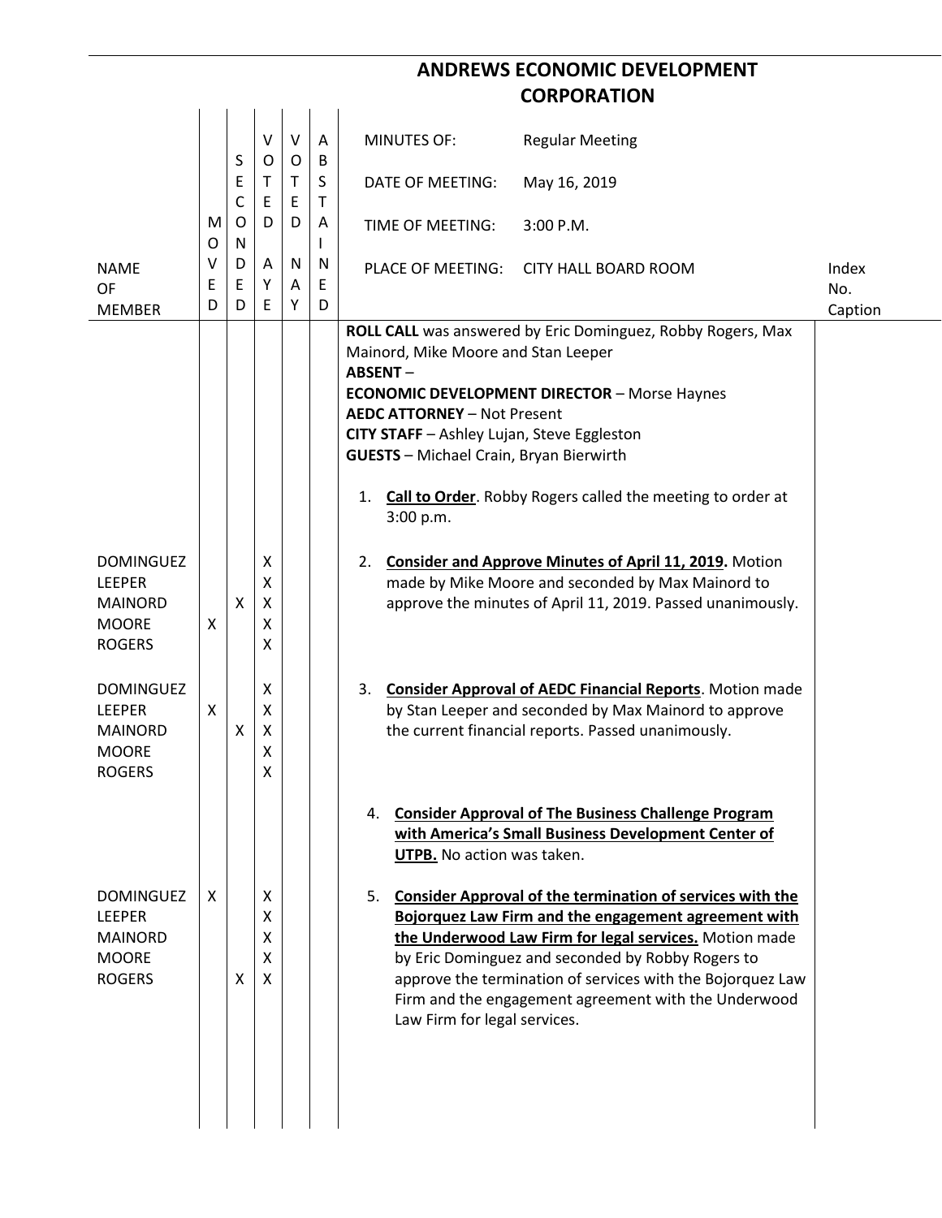# ANDREWS ECONOMIC DEVELOPMENT CORPORATION

| NAME OF MEMBER | MOVED | SECONDED | VOTED AYE | VOTED NAY | ABSTAINED | | Index No. Caption |
|---|---|---|---|---|---|---|---|
| | | | | | | MINUTES OF: Regular Meeting<br>DATE OF MEETING: May 16, 2019<br>TIME OF MEETING: 3:00 P.M.<br>PLACE OF MEETING: CITY HALL BOARD ROOM | |
| | | | | | | **ROLL CALL** was answered by Eric Dominguez, Robby Rogers, Max Mainord, Mike Moore and Stan Leeper<br>**ABSENT** –<br>**ECONOMIC DEVELOPMENT DIRECTOR** – Morse Haynes<br>**AEDC ATTORNEY** – Not Present<br>**CITY STAFF** – Ashley Lujan, Steve Eggleston<br>**GUESTS** – Michael Crain, Bryan Bierwirth | |
| | | | | | | 1. **Call to Order**. Robby Rogers called the meeting to order at 3:00 p.m. | |
| DOMINGUEZ | | | X | | | 2. **Consider and Approve Minutes of April 11, 2019.** Motion made by Mike Moore and seconded by Max Mainord to approve the minutes of April 11, 2019. Passed unanimously. | |
| LEEPER | | | X | | | | |
| MAINORD | | X | X | | | | |
| MOORE | X | | X | | | | |
| ROGERS | | | X | | | | |
| DOMINGUEZ | | | X | | | 3. **Consider Approval of AEDC Financial Reports**. Motion made by Stan Leeper and seconded by Max Mainord to approve the current financial reports. Passed unanimously. | |
| LEEPER | X | | X | | | | |
| MAINORD | | X | X | | | | |
| MOORE | | | X | | | | |
| ROGERS | | | X | | | | |
| | | | | | | 4. **Consider Approval of The Business Challenge Program with America's Small Business Development Center of UTPB.** No action was taken. | |
| DOMINGUEZ | X | | X | | | 5. **Consider Approval of the termination of services with the Bojorquez Law Firm and the engagement agreement with the Underwood Law Firm for legal services.** Motion made by Eric Dominguez and seconded by Robby Rogers to approve the termination of services with the Bojorquez Law Firm and the engagement agreement with the Underwood Law Firm for legal services. | |
| LEEPER | | | X | | | | |
| MAINORD | | | X | | | | |
| MOORE | | | X | | | | |
| ROGERS | | X | X | | | | |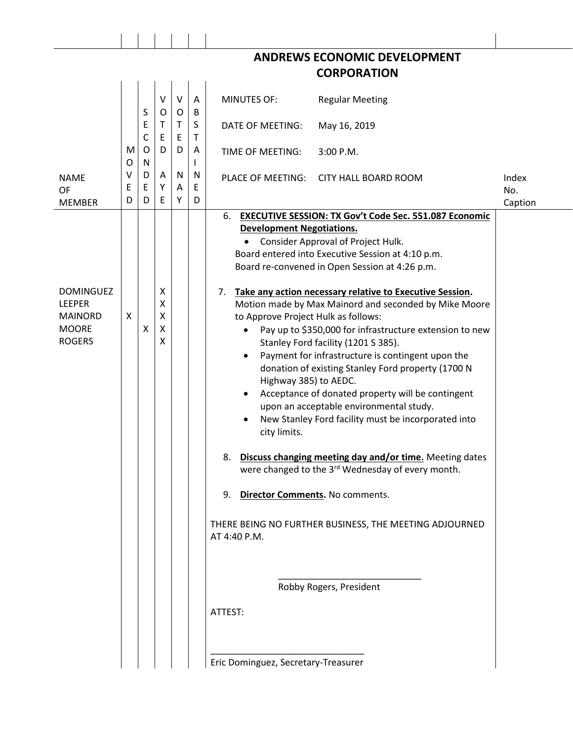# ANDREWS ECONOMIC DEVELOPMENT CORPORATION

| NAME OF MEMBER | MOVED | SECONDED | VOTED AYE | VOTED NAY | ABSTAINED | | Index No. Caption |
|---|---|---|---|---|---|---|---|
| | | | | | | MINUTES OF: Regular Meeting<br>DATE OF MEETING: May 16, 2019<br>TIME OF MEETING: 3:00 P.M.<br>PLACE OF MEETING: CITY HALL BOARD ROOM | |
| | | | | | | 6. **EXECUTIVE SESSION: TX Gov't Code Sec. 551.087 Economic Development Negotiations.**<br>• Consider Approval of Project Hulk.<br>Board entered into Executive Session at 4:10 p.m.<br>Board re-convened in Open Session at 4:26 p.m. | |
| DOMINGUEZ | | | X | | | 7. **Take any action necessary relative to Executive Session.** Motion made by Max Mainord and seconded by Mike Moore to Approve Project Hulk as follows: | |
| LEEPER | | | X | | | • Pay up to $350,000 for infrastructure extension to new Stanley Ford facility (1201 S 385). | |
| MAINORD | X | | X | | | • Payment for infrastructure is contingent upon the donation of existing Stanley Ford property (1700 N Highway 385) to AEDC. | |
| MOORE | | X | X | | | • Acceptance of donated property will be contingent upon an acceptable environmental study. | |
| ROGERS | | | X | | | • New Stanley Ford facility must be incorporated into city limits. | |
| | | | | | | 8. **Discuss changing meeting day and/or time.** Meeting dates were changed to the 3rd Wednesday of every month. | |
| | | | | | | 9. **Director Comments.** No comments. | |

THERE BEING NO FURTHER BUSINESS, THE MEETING ADJOURNED AT 4:40 P.M.

_____________________________
Robby Rogers, President

ATTEST:

_____________________________
Eric Dominguez, Secretary-Treasurer